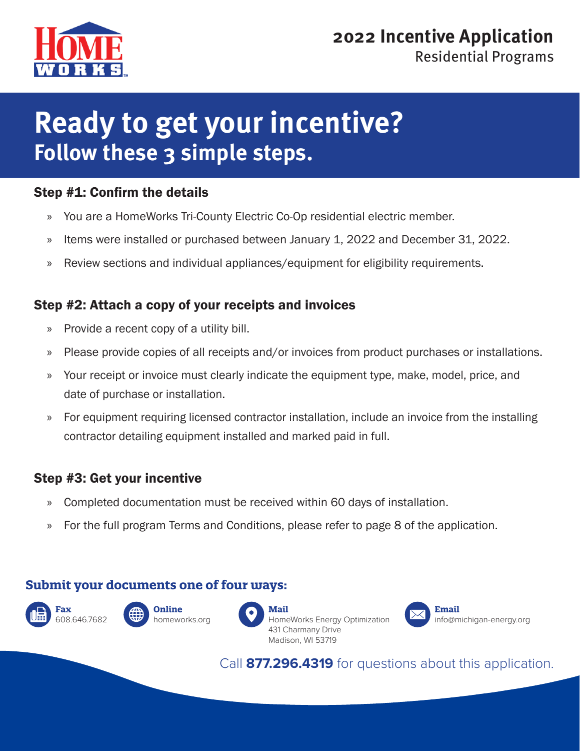HOME WORKS

# 2022 Incentive Application

Residential Programs

# Ready to get your incentive?

## Follow these 3 simple steps.

### Step #1: Confirm the details

» You are a HomeWorks Tri-County Electric Co-Op residential electric member.

» Items were installed or purchased between January 1, 2022 and December 31, 2022.

» Review sections and individual appliances/equipment for eligibility requirements.

### Step #2: Attach a copy of your receipts and invoices

» Provide a recent copy of a utility bill.

» Please provide copies of all receipts and/or invoices from product purchases or installations.

» Your receipt or invoice must clearly indicate the equipment type, make, model, price, and date of purchase or installation.

» For equipment requiring licensed contractor installation, include an invoice from the installing contractor detailing equipment installed and marked paid in full.

### Step #3: Get your incentive

» Completed documentation must be received within 60 days of installation.

» For the full program Terms and Conditions, please refer to page 8 of the application.

### Submit your documents one of four ways:

**Fax**
608.646.7682

**Online**
homeworks.org

**Mail**
HomeWorks Energy Optimization
431 Charmany Drive
Madison, WI 53719

**Email**
info@michigan-energy.org

Call **877.296.4319** for questions about this application.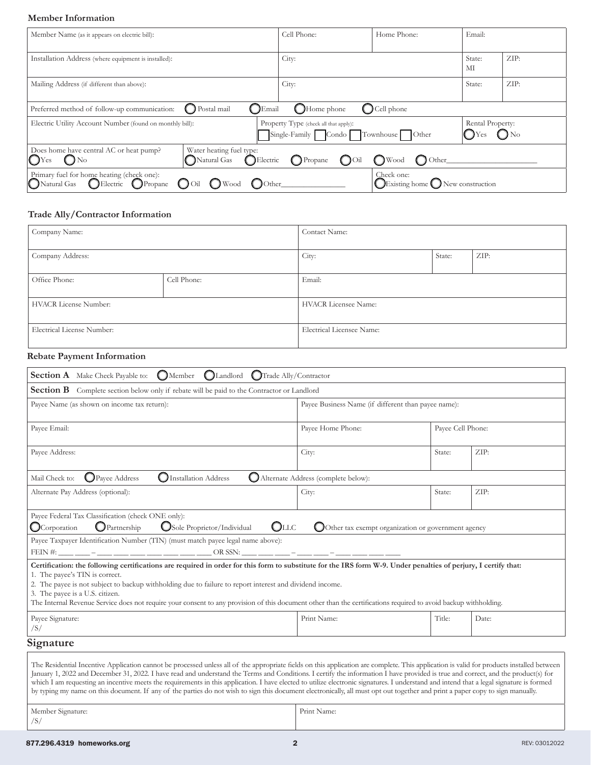**Member Information**

| | | | | |
|---|---|---|---|---|
| Member Name (as it appears on electric bill): | Cell Phone: | Home Phone: | Email: | |
| Installation Address (where equipment is installed): | City: | | State: MI | ZIP: |
| Mailing Address (if different than above): | City: | | State: | ZIP: |

Preferred method of follow-up communication: ◯ Postal mail ◯ Email ◯ Home phone ◯ Cell phone

| | | |
|---|---|---|
| Electric Utility Account Number (found on monthly bill): | Property Type (check all that apply): ☐ Single-Family ☐ Condo ☐ Townhouse ☐ Other | Rental Property: ◯ Yes ◯ No |

Does home have central AC or heat pump? ◯ Yes ◯ No

Water heating fuel type: ◯ Natural Gas ◯ Electric ◯ Propane ◯ Oil ◯ Wood ◯ Other________________________

Primary fuel for home heating (check one): ◯ Natural Gas ◯ Electric ◯ Propane ◯ Oil ◯ Wood ◯ Other__________________

Check one: ◯ Existing home ◯ New construction

**Trade Ally/Contractor Information**

| | | | | |
|---|---|---|---|---|
| Company Name: | | Contact Name: | | |
| Company Address: | | City: | State: | ZIP: |
| Office Phone: | Cell Phone: | Email: | | |
| HVACR License Number: | | HVACR Licensee Name: | | |
| Electrical License Number: | | Electrical Licensee Name: | | |

**Rebate Payment Information**

**Section A** Make Check Payable to: ◯ Member ◯ Landlord ◯ Trade Ally/Contractor

**Section B** Complete section below only if rebate will be paid to the Contractor or Landlord

| | | | |
|---|---|---|---|
| Payee Name (as shown on income tax return): | Payee Business Name (if different than payee name): | | |
| Payee Email: | Payee Home Phone: | Payee Cell Phone: | |
| Payee Address: | City: | State: | ZIP: |

Mail Check to: ◯ Payee Address ◯ Installation Address ◯ Alternate Address (complete below):

| | | | |
|---|---|---|---|
| Alternate Pay Address (optional): | City: | State: | ZIP: |

Payee Federal Tax Classification (check ONE only):
◯ Corporation ◯ Partnership ◯ Sole Proprietor/Individual ◯ LLC ◯ Other tax exempt organization or government agency

Payee Taxpayer Identification Number (TIN) (must match payee legal name above):
FEIN #: ____ ____ – ____ ____ ____ ____ ____ ____ ____ OR SSN: ____ ____ ____ – ____ ____ – ____ ____ ____ ____

**Certification: the following certifications are required in order for this form to substitute for the IRS form W-9. Under penalties of perjury, I certify that:**

1. The payee's TIN is correct.
2. The payee is not subject to backup withholding due to failure to report interest and dividend income.
3. The payee is a U.S. citizen.

The Internal Revenue Service does not require your consent to any provision of this document other than the certifications required to avoid backup withholding.

| | | | |
|---|---|---|---|
| Payee Signature: /S/ | Print Name: | Title: | Date: |

## Signature

The Residential Incentive Application cannot be processed unless all of the appropriate fields on this application are complete. This application is valid for products installed between January 1, 2022 and December 31, 2022. I have read and understand the Terms and Conditions. I certify the information I have provided is true and correct, and the product(s) for which I am requesting an incentive meets the requirements in this application. I have elected to utilize electronic signatures. I understand and intend that a legal signature is formed by typing my name on this document. If any of the parties do not wish to sign this document electronically, all must opt out together and print a paper copy to sign manually.

| | |
|---|---|
| Member Signature: /S/ | Print Name: |

877.296.4319 homeworks.org REV: 03012022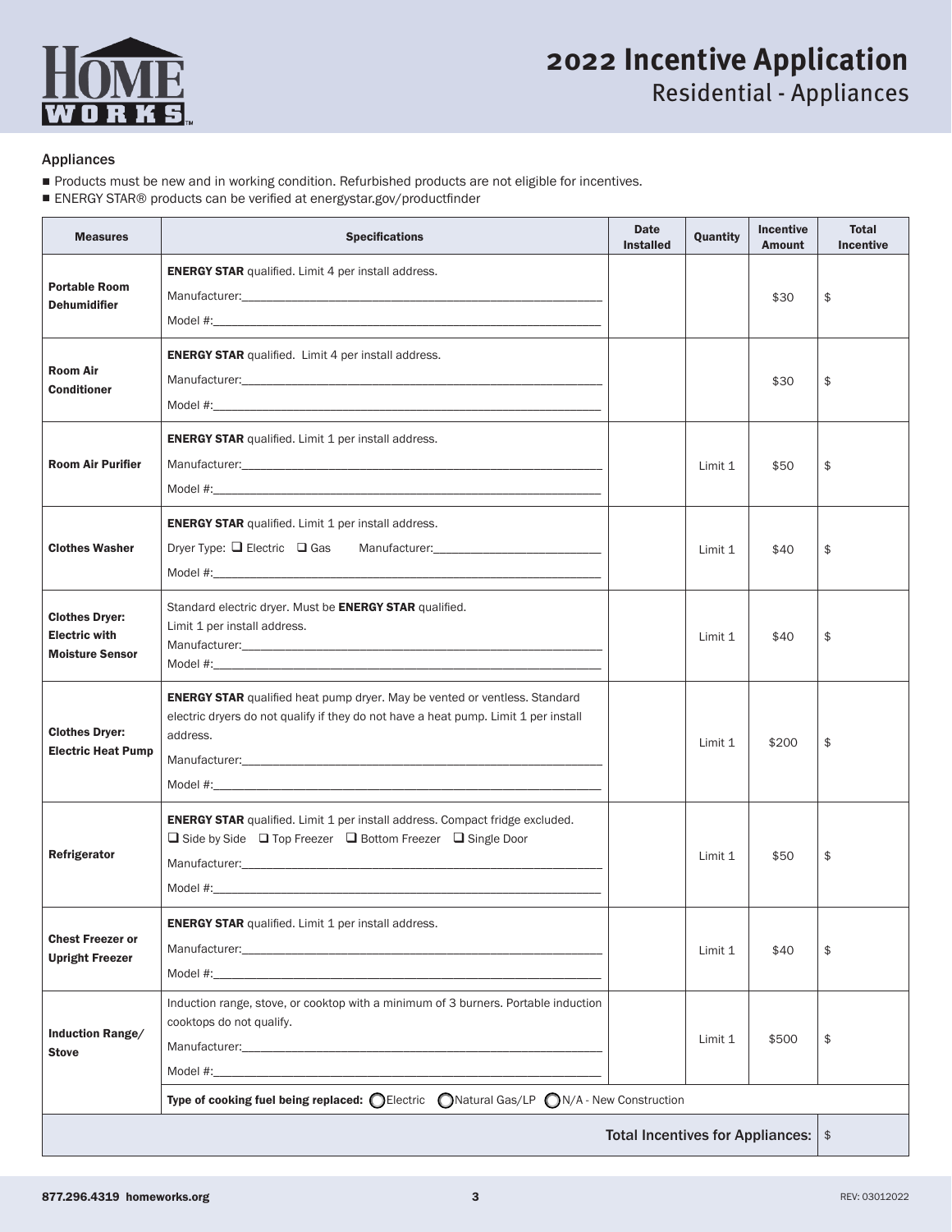# 2022 Incentive Application

## Residential - Appliances

### Appliances

- Products must be new and in working condition. Refurbished products are not eligible for incentives.
- ENERGY STAR® products can be verified at energystar.gov/productfinder

| Measures | Specifications | Date Installed | Quantity | Incentive Amount | Total Incentive |
|---|---|---|---|---|---|
| **Portable Room Dehumidifier** | **ENERGY STAR** qualified. Limit 4 per install address.<br>Manufacturer:\_\_\_\_\_\_\_\_<br>Model #:\_\_\_\_\_\_\_\_ | | | $30 | $ |
| **Room Air Conditioner** | **ENERGY STAR** qualified. Limit 4 per install address.<br>Manufacturer:\_\_\_\_\_\_\_\_<br>Model #:\_\_\_\_\_\_\_\_ | | | $30 | $ |
| **Room Air Purifier** | **ENERGY STAR** qualified. Limit 1 per install address.<br>Manufacturer:\_\_\_\_\_\_\_\_<br>Model #:\_\_\_\_\_\_\_\_ | | Limit 1 | $50 | $ |
| **Clothes Washer** | **ENERGY STAR** qualified. Limit 1 per install address.<br>Dryer Type: ☐ Electric ☐ Gas Manufacturer:\_\_\_\_\_\_\_\_<br>Model #:\_\_\_\_\_\_\_\_ | | Limit 1 | $40 | $ |
| **Clothes Dryer: Electric with Moisture Sensor** | Standard electric dryer. Must be **ENERGY STAR** qualified.<br>Limit 1 per install address.<br>Manufacturer:\_\_\_\_\_\_\_\_<br>Model #:\_\_\_\_\_\_\_\_ | | Limit 1 | $40 | $ |
| **Clothes Dryer: Electric Heat Pump** | **ENERGY STAR** qualified heat pump dryer. May be vented or ventless. Standard electric dryers do not qualify if they do not have a heat pump. Limit 1 per install address.<br>Manufacturer:\_\_\_\_\_\_\_\_<br>Model #:\_\_\_\_\_\_\_\_ | | Limit 1 | $200 | $ |
| **Refrigerator** | **ENERGY STAR** qualified. Limit 1 per install address. Compact fridge excluded.<br>☐ Side by Side ☐ Top Freezer ☐ Bottom Freezer ☐ Single Door<br>Manufacturer:\_\_\_\_\_\_\_\_<br>Model #:\_\_\_\_\_\_\_\_ | | Limit 1 | $50 | $ |
| **Chest Freezer or Upright Freezer** | **ENERGY STAR** qualified. Limit 1 per install address.<br>Manufacturer:\_\_\_\_\_\_\_\_<br>Model #:\_\_\_\_\_\_\_\_ | | Limit 1 | $40 | $ |
| **Induction Range/ Stove** | Induction range, stove, or cooktop with a minimum of 3 burners. Portable induction cooktops do not qualify.<br>Manufacturer:\_\_\_\_\_\_\_\_<br>Model #:\_\_\_\_\_\_\_\_ | | Limit 1 | $500 | $ |
| | **Type of cooking fuel being replaced:** ◯ Electric ◯ Natural Gas/LP ◯ N/A - New Construction | | | | |
| | | | | **Total Incentives for Appliances:** | $ |

877.296.4319 homeworks.org

REV: 03012022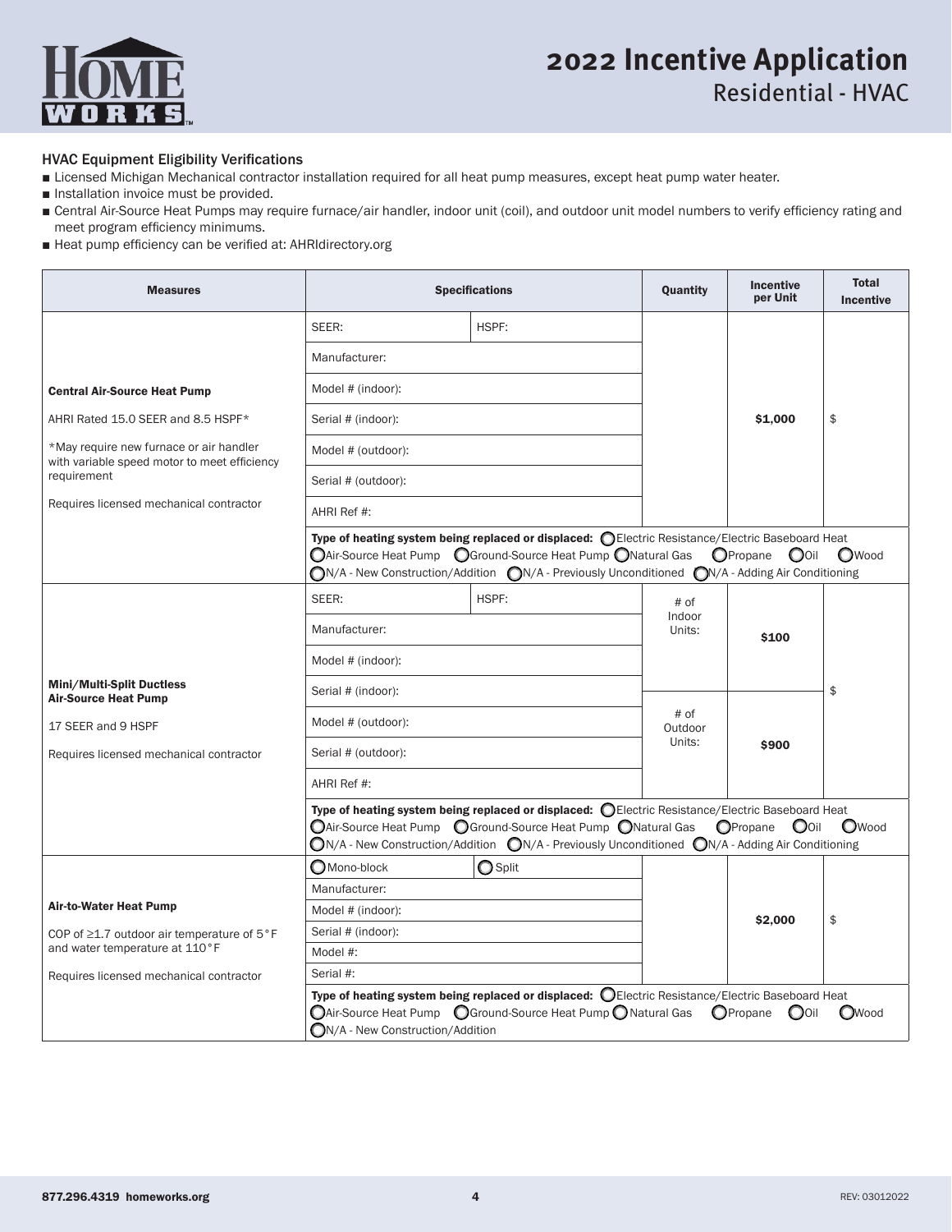# 2022 Incentive Application

## Residential - HVAC

### HVAC Equipment Eligibility Verifications

- Licensed Michigan Mechanical contractor installation required for all heat pump measures, except heat pump water heater.
- Installation invoice must be provided.
- Central Air-Source Heat Pumps may require furnace/air handler, indoor unit (coil), and outdoor unit model numbers to verify efficiency rating and meet program efficiency minimums.
- Heat pump efficiency can be verified at: AHRIdirectory.org

| Measures | Specifications | | Quantity | Incentive per Unit | Total Incentive |
|---|---|---|---|---|---|
| **Central Air-Source Heat Pump**<br>AHRI Rated 15.0 SEER and 8.5 HSPF*<br>*May require new furnace or air handler with variable speed motor to meet efficiency requirement<br>Requires licensed mechanical contractor | SEER: | HSPF: | | **$1,000** | $ |
| | Manufacturer: | | | | |
| | Model # (indoor): | | | | |
| | Serial # (indoor): | | | | |
| | Model # (outdoor): | | | | |
| | Serial # (outdoor): | | | | |
| | AHRI Ref #: | | | | |
| | **Type of heating system being replaced or displaced:** ◯ Electric Resistance/Electric Baseboard Heat ◯ Air-Source Heat Pump ◯ Ground-Source Heat Pump ◯ Natural Gas ◯ Propane ◯ Oil ◯ Wood ◯ N/A - New Construction/Addition ◯ N/A - Previously Unconditioned ◯ N/A - Adding Air Conditioning | | | | |
| **Mini/Multi-Split Ductless Air-Source Heat Pump**<br>17 SEER and 9 HSPF<br>Requires licensed mechanical contractor | SEER: | HSPF: | # of Indoor Units: | **$100** | $ |
| | Manufacturer: | | | | |
| | Model # (indoor): | | | | |
| | Serial # (indoor): | | | | |
| | Model # (outdoor): | | # of Outdoor Units: | **$900** | |
| | Serial # (outdoor): | | | | |
| | AHRI Ref #: | | | | |
| | **Type of heating system being replaced or displaced:** ◯ Electric Resistance/Electric Baseboard Heat ◯ Air-Source Heat Pump ◯ Ground-Source Heat Pump ◯ Natural Gas ◯ Propane ◯ Oil ◯ Wood ◯ N/A - New Construction/Addition ◯ N/A - Previously Unconditioned ◯ N/A - Adding Air Conditioning | | | | |
| **Air-to-Water Heat Pump**<br>COP of ≥1.7 outdoor air temperature of 5°F and water temperature at 110°F<br>Requires licensed mechanical contractor | ◯ Mono-block | ◯ Split | | **$2,000** | $ |
| | Manufacturer: | | | | |
| | Model # (indoor): | | | | |
| | Serial # (indoor): | | | | |
| | Model #: | | | | |
| | Serial #: | | | | |
| | **Type of heating system being replaced or displaced:** ◯ Electric Resistance/Electric Baseboard Heat ◯ Air-Source Heat Pump ◯ Ground-Source Heat Pump ◯ Natural Gas ◯ Propane ◯ Oil ◯ Wood ◯ N/A - New Construction/Addition | | | | |

877.296.4319 homeworks.org

REV: 03012022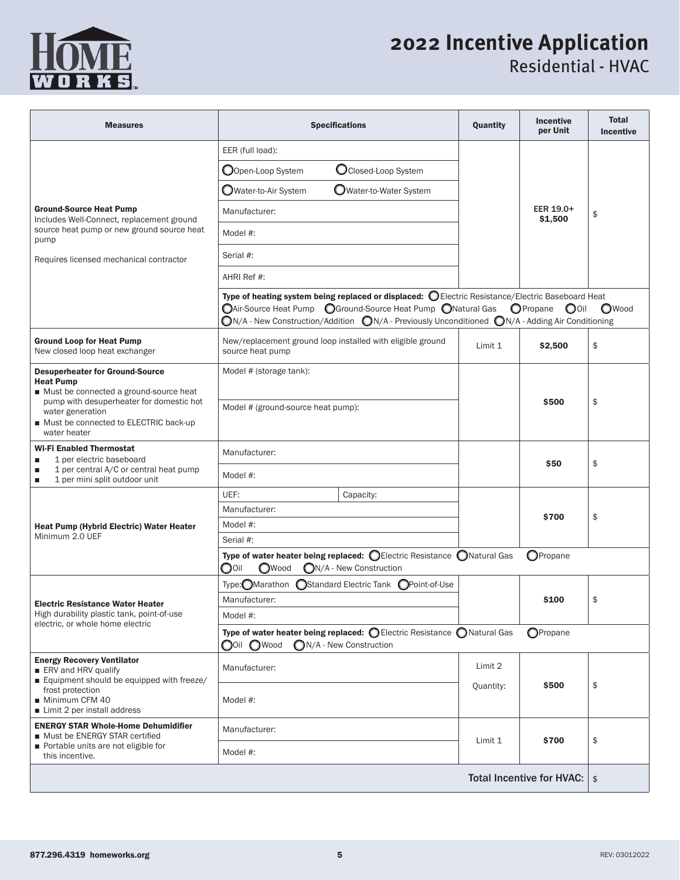# 2022 Incentive Application

## Residential - HVAC

| Measures | Specifications | Quantity | Incentive per Unit | Total Incentive |
|---|---|---|---|---|
| **Ground-Source Heat Pump** Includes Well-Connect, replacement ground source heat pump or new ground source heat pump<br><br>Requires licensed mechanical contractor | EER (full load):<br>○ Open-Loop System ○ Closed-Loop System<br>○ Water-to-Air System ○ Water-to-Water System<br>Manufacturer:<br>Model #:<br>Serial #:<br>AHRI Ref #: | | EER 19.0+ **$1,500** | $ |
| | **Type of heating system being replaced or displaced:** ○ Electric Resistance/Electric Baseboard Heat ○ Air-Source Heat Pump ○ Ground-Source Heat Pump ○ Natural Gas ○ Propane ○ Oil ○ Wood ○ N/A - New Construction/Addition ○ N/A - Previously Unconditioned ○ N/A - Adding Air Conditioning | | | |
| **Ground Loop for Heat Pump** New closed loop heat exchanger | New/replacement ground loop installed with eligible ground source heat pump | Limit 1 | **$2,500** | $ |
| **Desuperheater for Ground-Source Heat Pump**<br>■ Must be connected a ground-source heat pump with desuperheater for domestic hot water generation<br>■ Must be connected to ELECTRIC back-up water heater | Model # (storage tank):<br>Model # (ground-source heat pump): | | **$500** | $ |
| **Wi-Fi Enabled Thermostat**<br>■ 1 per electric baseboard<br>■ 1 per central A/C or central heat pump<br>■ 1 per mini split outdoor unit | Manufacturer:<br>Model #: | | **$50** | $ |
| **Heat Pump (Hybrid Electric) Water Heater** Minimum 2.0 UEF | UEF: Capacity:<br>Manufacturer:<br>Model #:<br>Serial #: | | **$700** | $ |
| | **Type of water heater being replaced:** ○ Electric Resistance ○ Natural Gas ○ Propane ○ Oil ○ Wood ○ N/A - New Construction | | | |
| **Electric Resistance Water Heater** High durability plastic tank, point-of-use electric, or whole home electric | Type: ○ Marathon ○ Standard Electric Tank ○ Point-of-Use<br>Manufacturer:<br>Model #: | | **$100** | $ |
| | **Type of water heater being replaced:** ○ Electric Resistance ○ Natural Gas ○ Propane ○ Oil ○ Wood ○ N/A - New Construction | | | |
| **Energy Recovery Ventilator**<br>■ ERV and HRV qualify<br>■ Equipment should be equipped with freeze/frost protection<br>■ Minimum CFM 40<br>■ Limit 2 per install address | Manufacturer:<br>Model #: | Limit 2<br>Quantity: | **$500** | $ |
| **ENERGY STAR Whole-Home Dehumidifier**<br>■ Must be ENERGY STAR certified<br>■ Portable units are not eligible for this incentive. | Manufacturer:<br>Model #: | Limit 1 | **$700** | $ |
| | | | **Total Incentive for HVAC:** | $ |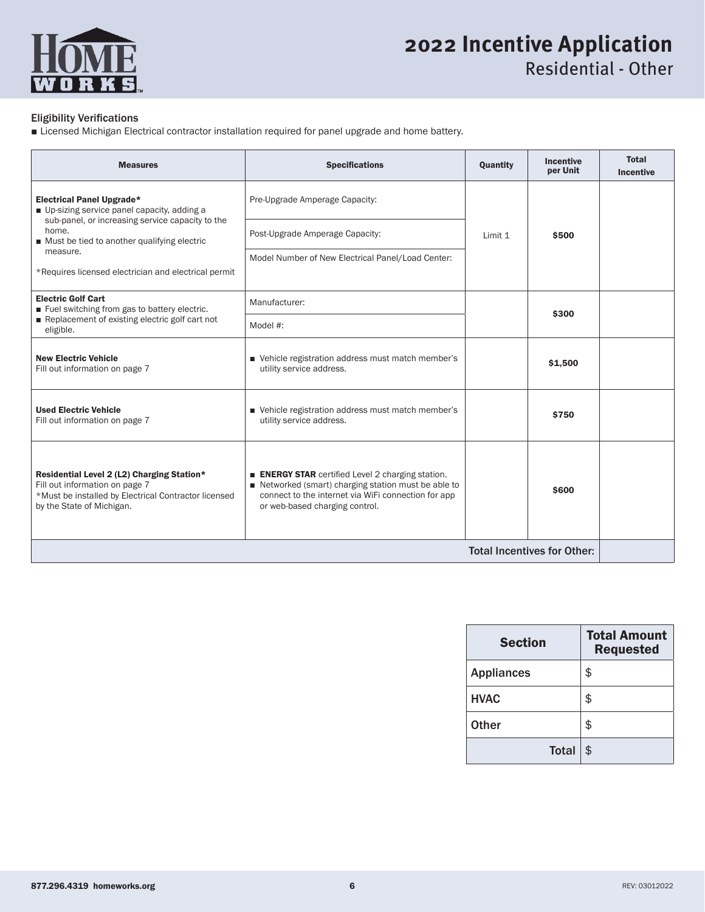# 2022 Incentive Application

## Residential - Other

### Eligibility Verifications

- Licensed Michigan Electrical contractor installation required for panel upgrade and home battery.

| Measures | Specifications | Quantity | Incentive per Unit | Total Incentive |
|---|---|---|---|---|
| **Electrical Panel Upgrade*** <br> ■ Up-sizing service panel capacity, adding a sub-panel, or increasing service capacity to the home. <br> ■ Must be tied to another qualifying electric measure. <br> *Requires licensed electrician and electrical permit | Pre-Upgrade Amperage Capacity: <br> Post-Upgrade Amperage Capacity: <br> Model Number of New Electrical Panel/Load Center: | Limit 1 | **$500** | |
| **Electric Golf Cart** <br> ■ Fuel switching from gas to battery electric. <br> ■ Replacement of existing electric golf cart not eligible. | Manufacturer: <br> Model #: | | **$300** | |
| **New Electric Vehicle** <br> Fill out information on page 7 | ■ Vehicle registration address must match member's utility service address. | | **$1,500** | |
| **Used Electric Vehicle** <br> Fill out information on page 7 | ■ Vehicle registration address must match member's utility service address. | | **$750** | |
| **Residential Level 2 (L2) Charging Station*** <br> Fill out information on page 7 <br> *Must be installed by Electrical Contractor licensed by the State of Michigan. | ■ **ENERGY STAR** certified Level 2 charging station. <br> ■ Networked (smart) charging station must be able to connect to the internet via WiFi connection for app or web-based charging control. | | **$600** | |
| | | | **Total Incentives for Other:** | |

| Section | Total Amount Requested |
|---|---|
| Appliances | $ |
| HVAC | $ |
| Other | $ |
| Total | $ |

877.296.4319 homeworks.org

REV: 03012022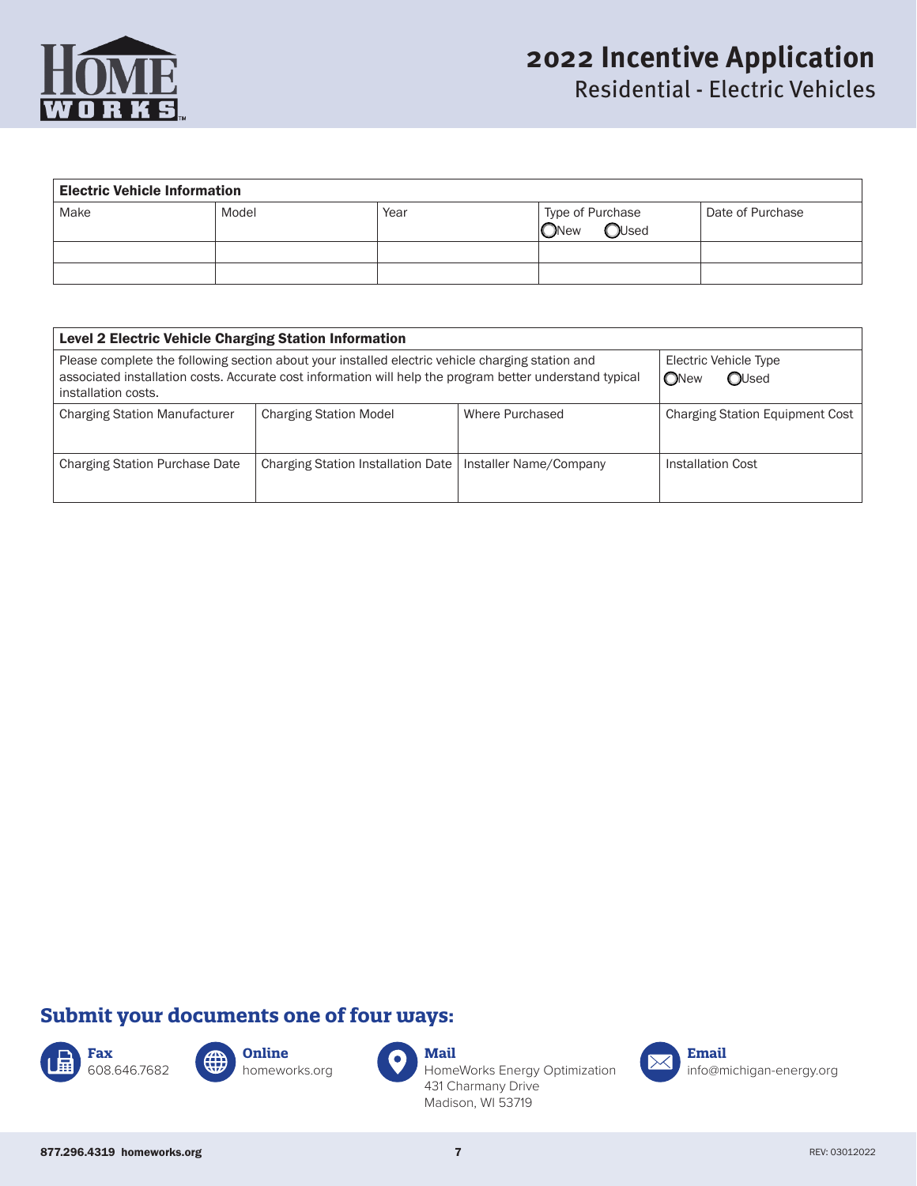# 2022 Incentive Application

## Residential - Electric Vehicles

| Electric Vehicle Information | | | | |
|---|---|---|---|---|
| Make | Model | Year | Type of Purchase<br>○New ○Used | Date of Purchase |
| | | | | |
| | | | | |

| Level 2 Electric Vehicle Charging Station Information | | | |
|---|---|---|---|
| Please complete the following section about your installed electric vehicle charging station and associated installation costs. Accurate cost information will help the program better understand typical installation costs. | | | Electric Vehicle Type<br>○New ○Used |
| Charging Station Manufacturer | Charging Station Model | Where Purchased | Charging Station Equipment Cost |
| Charging Station Purchase Date | Charging Station Installation Date | Installer Name/Company | Installation Cost |

## Submit your documents one of four ways:

**Fax**
608.646.7682

**Online**
homeworks.org

**Mail**
HomeWorks Energy Optimization
431 Charmany Drive
Madison, WI 53719

**Email**
info@michigan-energy.org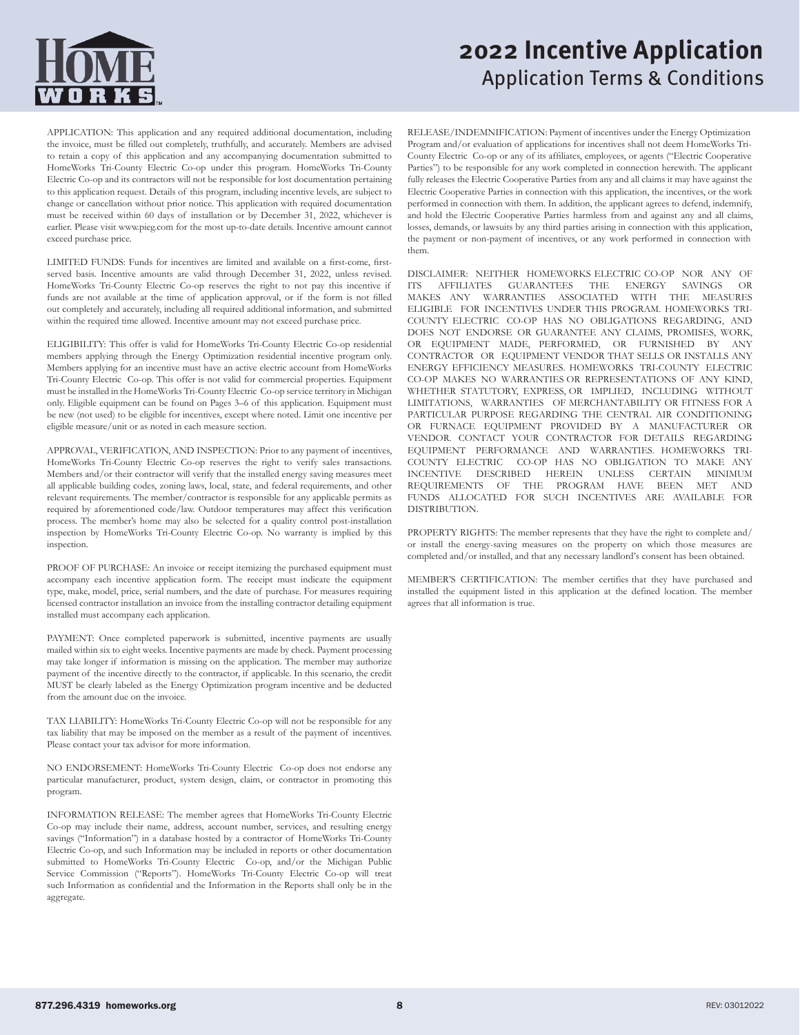# 2022 Incentive Application

## Application Terms & Conditions

APPLICATION: This application and any required additional documentation, including the invoice, must be filled out completely, truthfully, and accurately. Members are advised to retain a copy of this application and any accompanying documentation submitted to HomeWorks Tri-County Electric Co-op under this program. HomeWorks Tri-County Electric Co-op and its contractors will not be responsible for lost documentation pertaining to this application request. Details of this program, including incentive levels, are subject to change or cancellation without prior notice. This application with required documentation must be received within 60 days of installation or by December 31, 2022, whichever is earlier. Please visit www.pieg.com for the most up-to-date details. Incentive amount cannot exceed purchase price.

LIMITED FUNDS: Funds for incentives are limited and available on a first-come, first-served basis. Incentive amounts are valid through December 31, 2022, unless revised. HomeWorks Tri-County Electric Co-op reserves the right to not pay this incentive if funds are not available at the time of application approval, or if the form is not filled out completely and accurately, including all required additional information, and submitted within the required time allowed. Incentive amount may not exceed purchase price.

ELIGIBILITY: This offer is valid for HomeWorks Tri-County Electric Co-op residential members applying through the Energy Optimization residential incentive program only. Members applying for an incentive must have an active electric account from HomeWorks Tri-County Electric Co-op. This offer is not valid for commercial properties. Equipment must be installed in the HomeWorks Tri-County Electric Co-op service territory in Michigan only. Eligible equipment can be found on Pages 3–6 of this application. Equipment must be new (not used) to be eligible for incentives, except where noted. Limit one incentive per eligible measure/unit or as noted in each measure section.

APPROVAL, VERIFICATION, AND INSPECTION: Prior to any payment of incentives, HomeWorks Tri-County Electric Co-op reserves the right to verify sales transactions. Members and/or their contractor will verify that the installed energy saving measures meet all applicable building codes, zoning laws, local, state, and federal requirements, and other relevant requirements. The member/contractor is responsible for any applicable permits as required by aforementioned code/law. Outdoor temperatures may affect this verification process. The member's home may also be selected for a quality control post-installation inspection by HomeWorks Tri-County Electric Co-op. No warranty is implied by this inspection.

PROOF OF PURCHASE: An invoice or receipt itemizing the purchased equipment must accompany each incentive application form. The receipt must indicate the equipment type, make, model, price, serial numbers, and the date of purchase. For measures requiring licensed contractor installation an invoice from the installing contractor detailing equipment installed must accompany each application.

PAYMENT: Once completed paperwork is submitted, incentive payments are usually mailed within six to eight weeks. Incentive payments are made by check. Payment processing may take longer if information is missing on the application. The member may authorize payment of the incentive directly to the contractor, if applicable. In this scenario, the credit MUST be clearly labeled as the Energy Optimization program incentive and be deducted from the amount due on the invoice.

TAX LIABILITY: HomeWorks Tri-County Electric Co-op will not be responsible for any tax liability that may be imposed on the member as a result of the payment of incentives. Please contact your tax advisor for more information.

NO ENDORSEMENT: HomeWorks Tri-County Electric Co-op does not endorse any particular manufacturer, product, system design, claim, or contractor in promoting this program.

INFORMATION RELEASE: The member agrees that HomeWorks Tri-County Electric Co-op may include their name, address, account number, services, and resulting energy savings ("Information") in a database hosted by a contractor of HomeWorks Tri-County Electric Co-op, and such Information may be included in reports or other documentation submitted to HomeWorks Tri-County Electric Co-op, and/or the Michigan Public Service Commission ("Reports"). HomeWorks Tri-County Electric Co-op will treat such Information as confidential and the Information in the Reports shall only be in the aggregate.

RELEASE/INDEMNIFICATION: Payment of incentives under the Energy Optimization Program and/or evaluation of applications for incentives shall not deem HomeWorks Tri-County Electric Co-op or any of its affiliates, employees, or agents ("Electric Cooperative Parties") to be responsible for any work completed in connection herewith. The applicant fully releases the Electric Cooperative Parties from any and all claims it may have against the Electric Cooperative Parties in connection with this application, the incentives, or the work performed in connection with them. In addition, the applicant agrees to defend, indemnify, and hold the Electric Cooperative Parties harmless from and against any and all claims, losses, demands, or lawsuits by any third parties arising in connection with this application, the payment or non-payment of incentives, or any work performed in connection with them.

DISCLAIMER: NEITHER HOMEWORKS ELECTRIC CO-OP NOR ANY OF ITS AFFILIATES GUARANTEES THE ENERGY SAVINGS OR MAKES ANY WARRANTIES ASSOCIATED WITH THE MEASURES ELIGIBLE FOR INCENTIVES UNDER THIS PROGRAM. HOMEWORKS TRI-COUNTY ELECTRIC CO-OP HAS NO OBLIGATIONS REGARDING, AND DOES NOT ENDORSE OR GUARANTEE ANY CLAIMS, PROMISES, WORK, OR EQUIPMENT MADE, PERFORMED, OR FURNISHED BY ANY CONTRACTOR OR EQUIPMENT VENDOR THAT SELLS OR INSTALLS ANY ENERGY EFFICIENCY MEASURES. HOMEWORKS TRI-COUNTY ELECTRIC CO-OP MAKES NO WARRANTIES OR REPRESENTATIONS OF ANY KIND, WHETHER STATUTORY, EXPRESS, OR IMPLIED, INCLUDING WITHOUT LIMITATIONS, WARRANTIES OF MERCHANTABILITY OR FITNESS FOR A PARTICULAR PURPOSE REGARDING THE CENTRAL AIR CONDITIONING OR FURNACE EQUIPMENT PROVIDED BY A MANUFACTURER OR VENDOR. CONTACT YOUR CONTRACTOR FOR DETAILS REGARDING EQUIPMENT PERFORMANCE AND WARRANTIES. HOMEWORKS TRI-COUNTY ELECTRIC CO-OP HAS NO OBLIGATION TO MAKE ANY INCENTIVE DESCRIBED HEREIN UNLESS CERTAIN MINIMUM REQUIREMENTS OF THE PROGRAM HAVE BEEN MET AND FUNDS ALLOCATED FOR SUCH INCENTIVES ARE AVAILABLE FOR DISTRIBUTION.

PROPERTY RIGHTS: The member represents that they have the right to complete and/or install the energy-saving measures on the property on which those measures are completed and/or installed, and that any necessary landlord's consent has been obtained.

MEMBER'S CERTIFICATION: The member certifies that they have purchased and installed the equipment listed in this application at the defined location. The member agrees that all information is true.

877.296.4319 homeworks.org

REV: 03012022